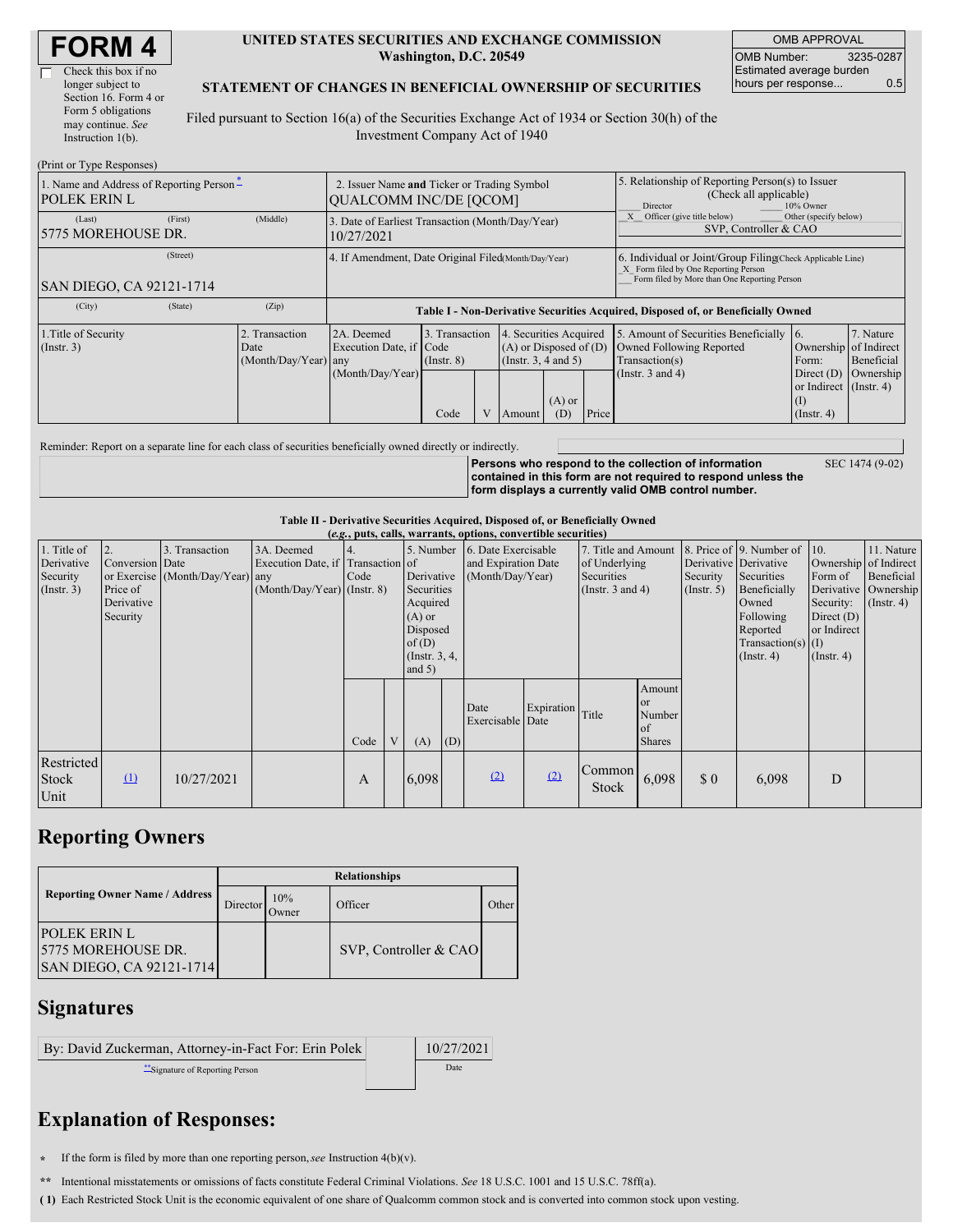# FORM 4

☐ Check this box if no longer subject to Section 16. Form 4 or Form 5 obligations may continue. *See* Instruction 1(b).

**UNITED STATES SECURITIES AND EXCHANGE COMMISSION**
**Washington, D.C. 20549**

**STATEMENT OF CHANGES IN BENEFICIAL OWNERSHIP OF SECURITIES**

Filed pursuant to Section 16(a) of the Securities Exchange Act of 1934 or Section 30(h) of the Investment Company Act of 1940

| OMB APPROVAL | |
|---|---|
| OMB Number: | 3235-0287 |
| Estimated average burden hours per response... | 0.5 |

(Print or Type Responses)

| 1. Name and Address of Reporting Person * | 2. Issuer Name and Ticker or Trading Symbol | 5. Relationship of Reporting Person(s) to Issuer (Check all applicable) |
|---|---|---|
| POLEK ERIN L | QUALCOMM INC/DE [QCOM] | ___ Director ___ 10% Owner |
| (Last) (First) (Middle) 5775 MOREHOUSE DR. | 3. Date of Earliest Transaction (Month/Day/Year) 10/27/2021 | _X_ Officer (give title below) ___ Other (specify below) SVP, Controller & CAO |
| (Street) SAN DIEGO, CA 92121-1714 | 4. If Amendment, Date Original Filed (Month/Day/Year) | 6. Individual or Joint/Group Filing (Check Applicable Line) _X_ Form filed by One Reporting Person ___ Form filed by More than One Reporting Person |
| (City) (State) (Zip) | | |

**Table I - Non-Derivative Securities Acquired, Disposed of, or Beneficially Owned**

| 1.Title of Security (Instr. 3) | 2. Transaction Date (Month/Day/Year) | 2A. Deemed Execution Date, if any (Month/Day/Year) | 3. Transaction Code (Instr. 8) | | 4. Securities Acquired (A) or Disposed of (D) (Instr. 3, 4 and 5) | | | 5. Amount of Securities Beneficially Owned Following Reported Transaction(s) (Instr. 3 and 4) | 6. Ownership Form: Direct (D) or Indirect (I) (Instr. 4) | 7. Nature of Indirect Beneficial Ownership (Instr. 4) |
|---|---|---|---|---|---|---|---|---|---|---|
| | | | Code | V | Amount | (A) or (D) | Price | | | |

Reminder: Report on a separate line for each class of securities beneficially owned directly or indirectly.

**Persons who respond to the collection of information contained in this form are not required to respond unless the form displays a currently valid OMB control number.** SEC 1474 (9-02)

**Table II - Derivative Securities Acquired, Disposed of, or Beneficially Owned**
**(*e.g.*, puts, calls, warrants, options, convertible securities)**

| 1. Title of Derivative Security (Instr. 3) | 2. Conversion or Exercise Price of Derivative Security | 3. Transaction Date (Month/Day/Year) | 3A. Deemed Execution Date, if any (Month/Day/Year) | 4. Transaction Code (Instr. 8) | | 5. Number of Derivative Securities Acquired (A) or Disposed of (D) (Instr. 3, 4, and 5) | | 6. Date Exercisable and Expiration Date (Month/Day/Year) | | 7. Title and Amount of Underlying Securities (Instr. 3 and 4) | | 8. Price of Derivative Security (Instr. 5) | 9. Number of Derivative Securities Beneficially Owned Following Reported Transaction(s) (Instr. 4) | 10. Ownership Form of Derivative Security: Direct (D) or Indirect (I) (Instr. 4) | 11. Nature of Indirect Beneficial Ownership (Instr. 4) |
|---|---|---|---|---|---|---|---|---|---|---|---|---|---|---|---|
| | | | | Code | V | (A) | (D) | Date Exercisable | Expiration Date | Title | Amount or Number of Shares | | | | |
| Restricted Stock Unit | (1) | 10/27/2021 | | A | | 6,098 | | (2) | (2) | Common Stock | 6,098 | $ 0 | 6,098 | D | |

## Reporting Owners

| Reporting Owner Name / Address | Relationships | | | |
|---|---|---|---|---|
| | Director | 10% Owner | Officer | Other |
| POLEK ERIN L 5775 MOREHOUSE DR. SAN DIEGO, CA 92121-1714 | | | SVP, Controller & CAO | |

## Signatures

| By: David Zuckerman, Attorney-in-Fact For: Erin Polek | 10/27/2021 |
|---|---|
| **Signature of Reporting Person | Date |

## Explanation of Responses:

\* If the form is filed by more than one reporting person, *see* Instruction 4(b)(v).

\*\* Intentional misstatements or omissions of facts constitute Federal Criminal Violations. *See* 18 U.S.C. 1001 and 15 U.S.C. 78ff(a).

**( 1)** Each Restricted Stock Unit is the economic equivalent of one share of Qualcomm common stock and is converted into common stock upon vesting.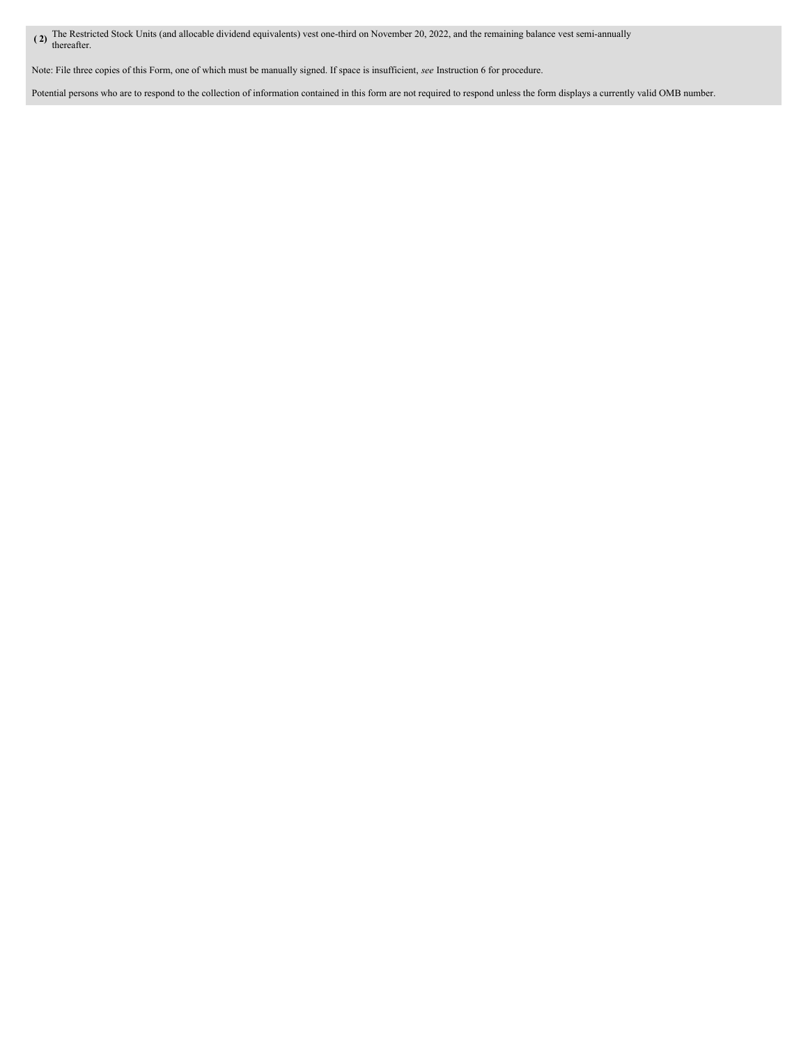**( 2)** The Restricted Stock Units (and allocable dividend equivalents) vest one-third on November 20, 2022, and the remaining balance vest semi-annually thereafter.

Note: File three copies of this Form, one of which must be manually signed. If space is insufficient, *see* Instruction 6 for procedure.

Potential persons who are to respond to the collection of information contained in this form are not required to respond unless the form displays a currently valid OMB number.